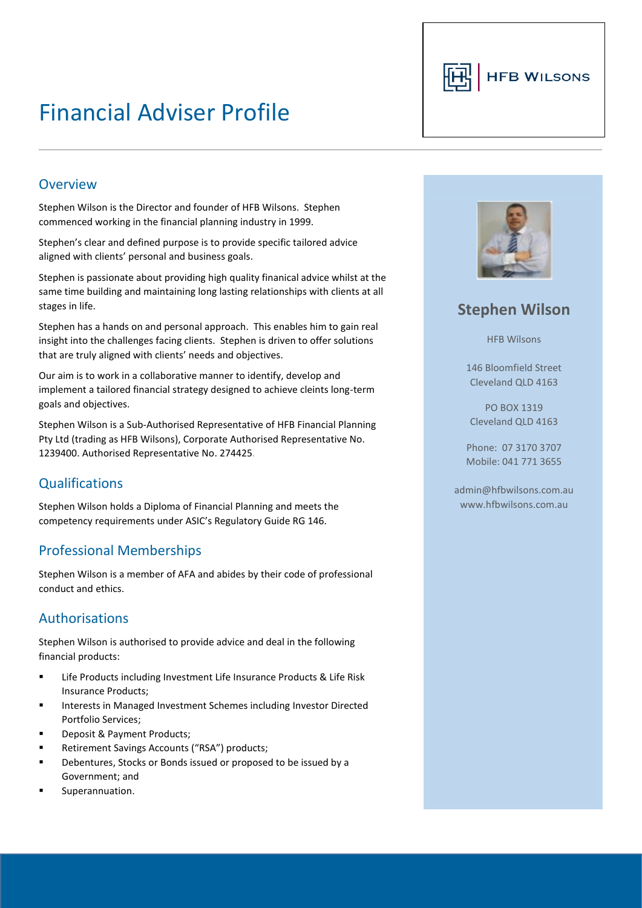# Financial Adviser Profile

HFB WILSONS

## Overview

Stephen Wilson is the Director and founder of HFB Wilsons. Stephen commenced working in the financial planning industry in 1999.

Stephen's clear and defined purpose is to provide specific tailored advice aligned with clients' personal and business goals.

Stephen is passionate about providing high quality finanical advice whilst at the same time building and maintaining long lasting relationships with clients at all stages in life.

Stephen has a hands on and personal approach. This enables him to gain real insight into the challenges facing clients. Stephen is driven to offer solutions that are truly aligned with clients' needs and objectives.

Our aim is to work in a collaborative manner to identify, develop and implement a tailored financial strategy designed to achieve cleints long-term goals and objectives.

Stephen Wilson is a Sub-Authorised Representative of HFB Financial Planning Pty Ltd (trading as HFB Wilsons), Corporate Authorised Representative No. 1239400. Authorised Representative No. 274425.

## Qualifications

Stephen Wilson holds a Diploma of Financial Planning and meets the competency requirements under ASIC's Regulatory Guide RG 146.

## Professional Memberships

Stephen Wilson is a member of AFA and abides by their code of professional conduct and ethics.

## Authorisations

Stephen Wilson is authorised to provide advice and deal in the following financial products:

- Life Products including Investment Life Insurance Products & Life Risk Insurance Products;
- Interests in Managed Investment Schemes including Investor Directed Portfolio Services;
- Deposit & Payment Products;
- Retirement Savings Accounts ("RSA") products;
- Debentures, Stocks or Bonds issued or proposed to be issued by a Government; and
- Superannuation.

## Stephen Wilson

HFB Wilsons

146 Bloomfield Street
Cleveland QLD 4163

PO BOX 1319
Cleveland QLD 4163

Phone: 07 3170 3707
Mobile: 041 771 3655

admin@hfbwilsons.com.au
www.hfbwilsons.com.au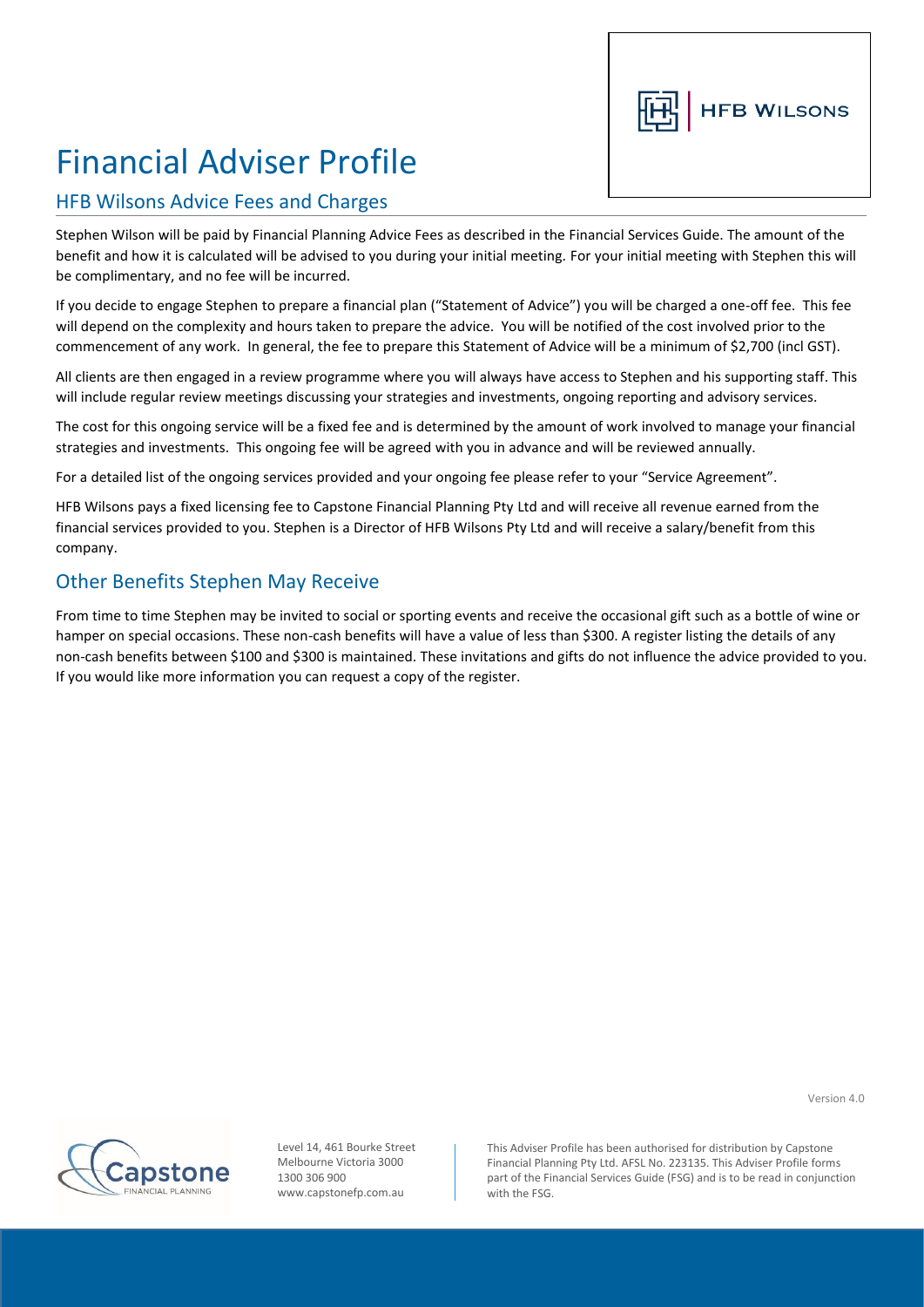# Financial Adviser Profile

## HFB Wilsons Advice Fees and Charges

Stephen Wilson will be paid by Financial Planning Advice Fees as described in the Financial Services Guide. The amount of the benefit and how it is calculated will be advised to you during your initial meeting. For your initial meeting with Stephen this will be complimentary, and no fee will be incurred.

If you decide to engage Stephen to prepare a financial plan ("Statement of Advice") you will be charged a one-off fee. This fee will depend on the complexity and hours taken to prepare the advice. You will be notified of the cost involved prior to the commencement of any work. In general, the fee to prepare this Statement of Advice will be a minimum of $2,700 (incl GST).

All clients are then engaged in a review programme where you will always have access to Stephen and his supporting staff. This will include regular review meetings discussing your strategies and investments, ongoing reporting and advisory services.

The cost for this ongoing service will be a fixed fee and is determined by the amount of work involved to manage your financial strategies and investments. This ongoing fee will be agreed with you in advance and will be reviewed annually.

For a detailed list of the ongoing services provided and your ongoing fee please refer to your "Service Agreement".

HFB Wilsons pays a fixed licensing fee to Capstone Financial Planning Pty Ltd and will receive all revenue earned from the financial services provided to you. Stephen is a Director of HFB Wilsons Pty Ltd and will receive a salary/benefit from this company.

## Other Benefits Stephen May Receive

From time to time Stephen may be invited to social or sporting events and receive the occasional gift such as a bottle of wine or hamper on special occasions. These non-cash benefits will have a value of less than $300. A register listing the details of any non-cash benefits between $100 and $300 is maintained. These invitations and gifts do not influence the advice provided to you. If you would like more information you can request a copy of the register.

Version 4.0

Level 14, 461 Bourke Street
Melbourne Victoria 3000
1300 306 900
www.capstonefp.com.au

This Adviser Profile has been authorised for distribution by Capstone Financial Planning Pty Ltd. AFSL No. 223135. This Adviser Profile forms part of the Financial Services Guide (FSG) and is to be read in conjunction with the FSG.